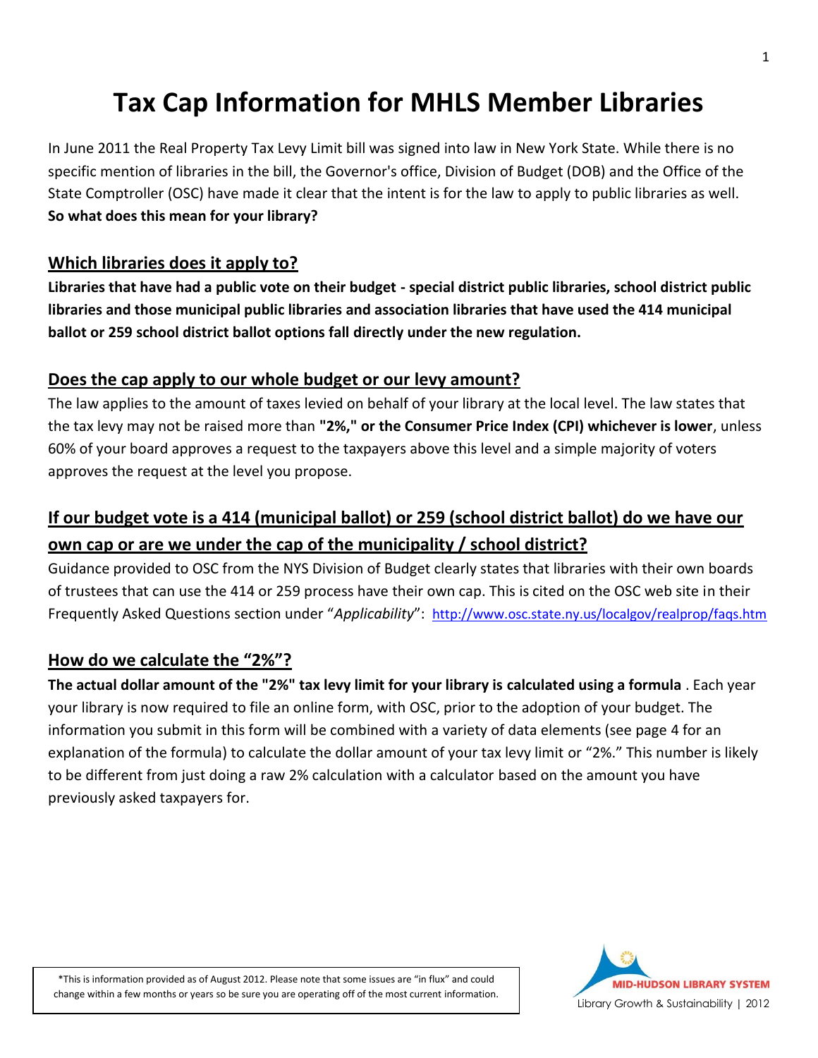# Tax Cap Information for MHLS Member Libraries

In June 2011 the Real Property Tax Levy Limit bill was signed into law in New York State. While there is no specific mention of libraries in the bill, the Governor's office, Division of Budget (DOB) and the Office of the State Comptroller (OSC) have made it clear that the intent is for the law to apply to public libraries as well. **So what does this mean for your library?**

## Which libraries does it apply to?

**Libraries that have had a public vote on their budget - special district public libraries, school district public libraries and those municipal public libraries and association libraries that have used the 414 municipal ballot or 259 school district ballot options fall directly under the new regulation.**

## Does the cap apply to our whole budget or our levy amount?

The law applies to the amount of taxes levied on behalf of your library at the local level. The law states that the tax levy may not be raised more than **"2%," or the Consumer Price Index (CPI) whichever is lower**, unless 60% of your board approves a request to the taxpayers above this level and a simple majority of voters approves the request at the level you propose.

## If our budget vote is a 414 (municipal ballot) or 259 (school district ballot) do we have our own cap or are we under the cap of the municipality / school district?

Guidance provided to OSC from the NYS Division of Budget clearly states that libraries with their own boards of trustees that can use the 414 or 259 process have their own cap. This is cited on the OSC web site in their Frequently Asked Questions section under "*Applicability*": http://www.osc.state.ny.us/localgov/realprop/faqs.htm

## How do we calculate the "2%"?

**The actual dollar amount of the "2%" tax levy limit for your library is calculated using a formula** . Each year your library is now required to file an online form, with OSC, prior to the adoption of your budget. The information you submit in this form will be combined with a variety of data elements (see page 4 for an explanation of the formula) to calculate the dollar amount of your tax levy limit or "2%." This number is likely to be different from just doing a raw 2% calculation with a calculator based on the amount you have previously asked taxpayers for.

*This is information provided as of August 2012. Please note that some issues are "in flux" and could change within a few months or years so be sure you are operating off of the most current information.

MID-HUDSON LIBRARY SYSTEM
Library Growth & Sustainability | 2012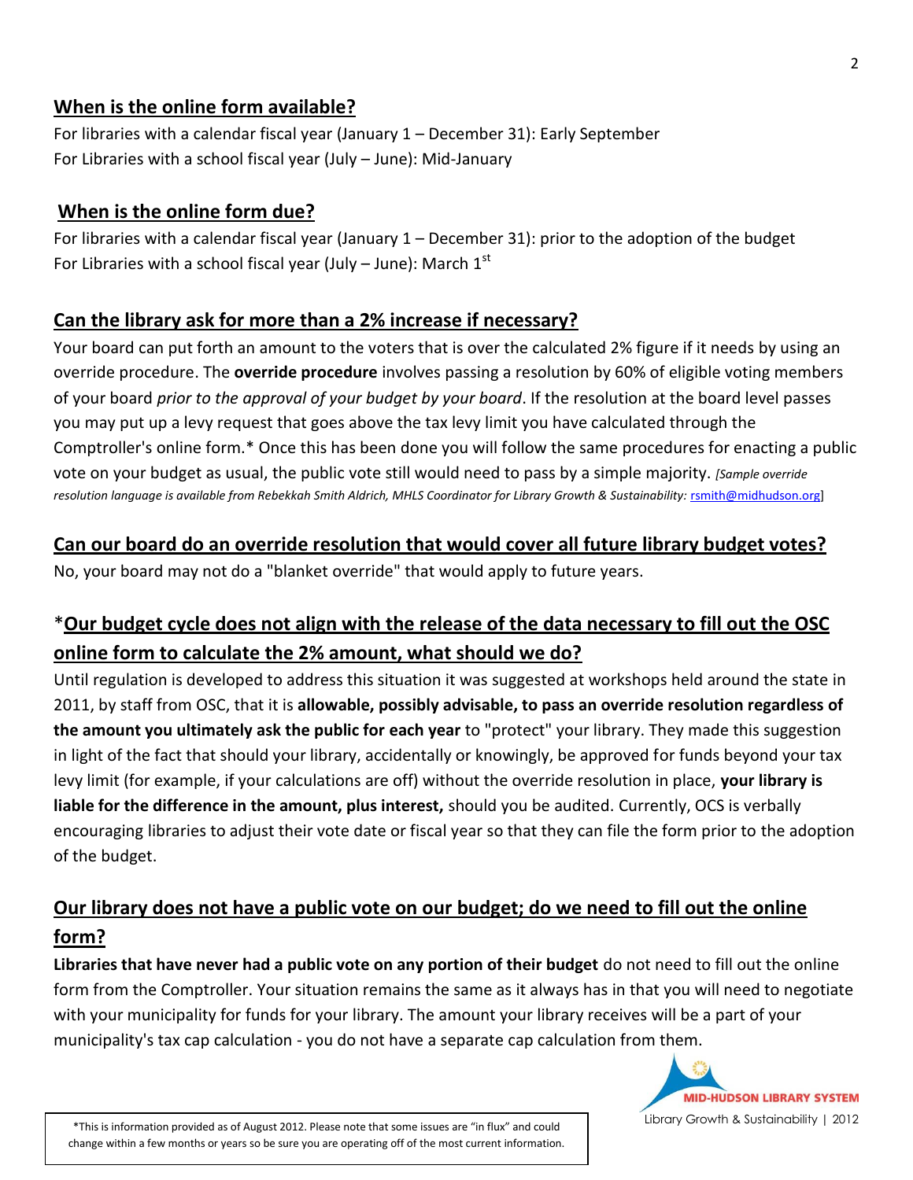## When is the online form available?

For libraries with a calendar fiscal year (January 1 – December 31): Early September
For Libraries with a school fiscal year (July – June): Mid-January

## When is the online form due?

For libraries with a calendar fiscal year (January 1 – December 31): prior to the adoption of the budget
For Libraries with a school fiscal year (July – June): March 1st

## Can the library ask for more than a 2% increase if necessary?

Your board can put forth an amount to the voters that is over the calculated 2% figure if it needs by using an override procedure. The **override procedure** involves passing a resolution by 60% of eligible voting members of your board *prior to the approval of your budget by your board*. If the resolution at the board level passes you may put up a levy request that goes above the tax levy limit you have calculated through the Comptroller's online form.* Once this has been done you will follow the same procedures for enacting a public vote on your budget as usual, the public vote still would need to pass by a simple majority. *[Sample override resolution language is available from Rebekkah Smith Aldrich, MHLS Coordinator for Library Growth & Sustainability:* rsmith@midhudson.org]

## Can our board do an override resolution that would cover all future library budget votes?

No, your board may not do a "blanket override" that would apply to future years.

## *Our budget cycle does not align with the release of the data necessary to fill out the OSC online form to calculate the 2% amount, what should we do?

Until regulation is developed to address this situation it was suggested at workshops held around the state in 2011, by staff from OSC, that it is **allowable, possibly advisable, to pass an override resolution regardless of the amount you ultimately ask the public for each year** to "protect" your library. They made this suggestion in light of the fact that should your library, accidentally or knowingly, be approved for funds beyond your tax levy limit (for example, if your calculations are off) without the override resolution in place, **your library is liable for the difference in the amount, plus interest,** should you be audited. Currently, OCS is verbally encouraging libraries to adjust their vote date or fiscal year so that they can file the form prior to the adoption of the budget.

## Our library does not have a public vote on our budget; do we need to fill out the online form?

**Libraries that have never had a public vote on any portion of their budget** do not need to fill out the online form from the Comptroller. Your situation remains the same as it always has in that you will need to negotiate with your municipality for funds for your library. The amount your library receives will be a part of your municipality's tax cap calculation - you do not have a separate cap calculation from them.

*This is information provided as of August 2012. Please note that some issues are "in flux" and could change within a few months or years so be sure you are operating off of the most current information.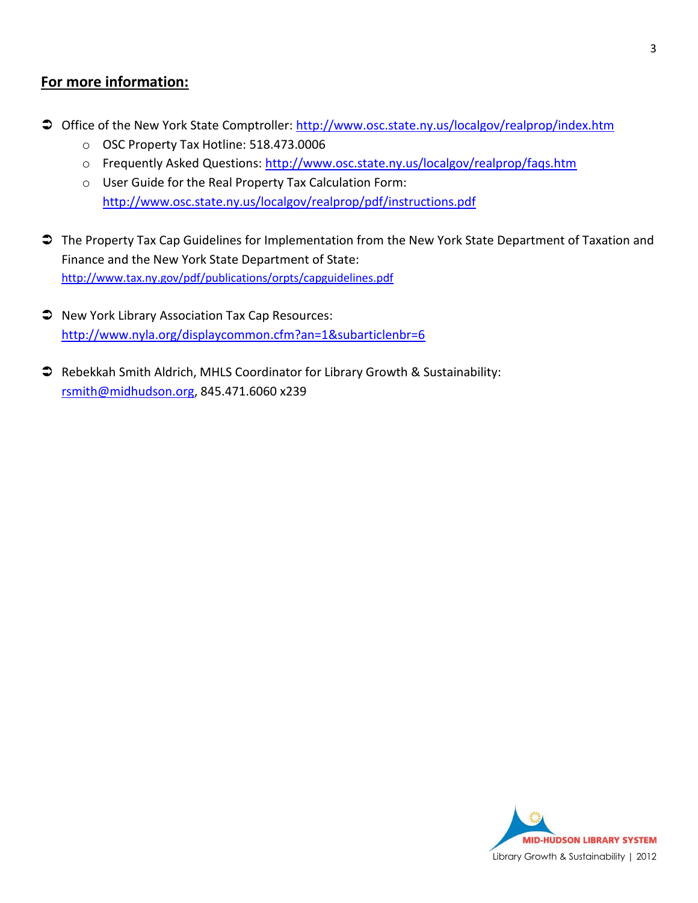## For more information:

- Office of the New York State Comptroller: http://www.osc.state.ny.us/localgov/realprop/index.htm
    - OSC Property Tax Hotline: 518.473.0006
    - Frequently Asked Questions: http://www.osc.state.ny.us/localgov/realprop/faqs.htm
    - User Guide for the Real Property Tax Calculation Form: http://www.osc.state.ny.us/localgov/realprop/pdf/instructions.pdf

- The Property Tax Cap Guidelines for Implementation from the New York State Department of Taxation and Finance and the New York State Department of State: http://www.tax.ny.gov/pdf/publications/orpts/capguidelines.pdf

- New York Library Association Tax Cap Resources: http://www.nyla.org/displaycommon.cfm?an=1&subarticlenbr=6

- Rebekkah Smith Aldrich, MHLS Coordinator for Library Growth & Sustainability: rsmith@midhudson.org, 845.471.6060 x239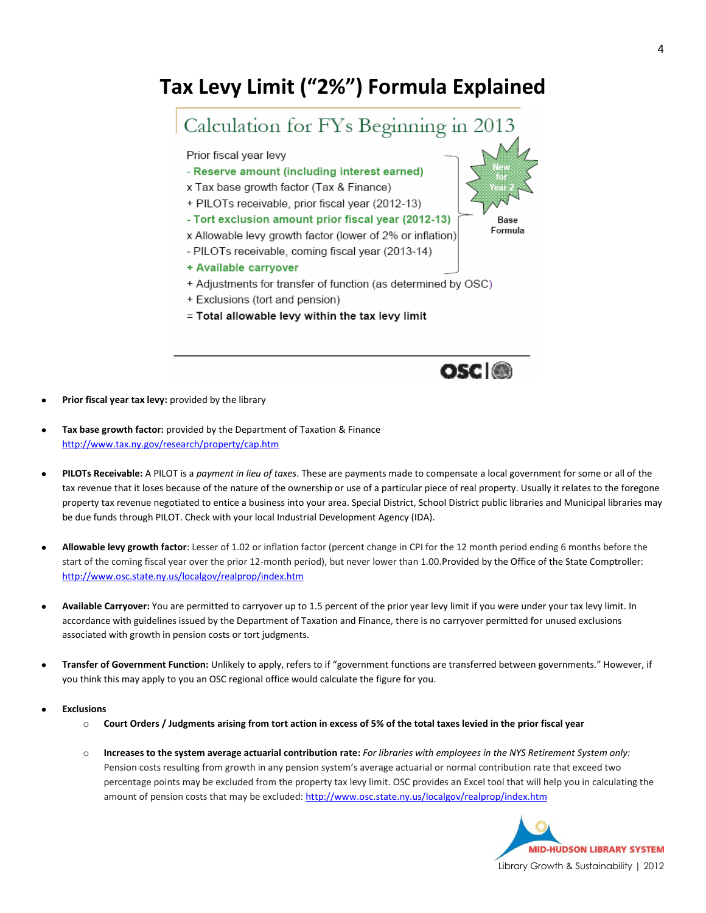# Tax Levy Limit ("2%") Formula Explained

## Calculation for FYs Beginning in 2013

Prior fiscal year levy
- Reserve amount (including interest earned)
x Tax base growth factor (Tax & Finance)
+ PILOTs receivable, prior fiscal year (2012-13)
- Tort exclusion amount prior fiscal year (2012-13)
x Allowable levy growth factor (lower of 2% or inflation)
- PILOTs receivable, coming fiscal year (2013-14)
+ Available carryover
+ Adjustments for transfer of function (as determined by OSC)
+ Exclusions (tort and pension)
= **Total allowable levy within the tax levy limit**

New for Year 2

Base Formula

OSC

- **Prior fiscal year tax levy:** provided by the library
- **Tax base growth factor:** provided by the Department of Taxation & Finance http://www.tax.ny.gov/research/property/cap.htm
- **PILOTs Receivable:** A PILOT is a *payment in lieu of taxes*. These are payments made to compensate a local government for some or all of the tax revenue that it loses because of the nature of the ownership or use of a particular piece of real property. Usually it relates to the foregone property tax revenue negotiated to entice a business into your area. Special District, School District public libraries and Municipal libraries may be due funds through PILOT. Check with your local Industrial Development Agency (IDA).
- **Allowable levy growth factor**: Lesser of 1.02 or inflation factor (percent change in CPI for the 12 month period ending 6 months before the start of the coming fiscal year over the prior 12-month period), but never lower than 1.00.Provided by the Office of the State Comptroller: http://www.osc.state.ny.us/localgov/realprop/index.htm
- **Available Carryover:** You are permitted to carryover up to 1.5 percent of the prior year levy limit if you were under your tax levy limit. In accordance with guidelines issued by the Department of Taxation and Finance, there is no carryover permitted for unused exclusions associated with growth in pension costs or tort judgments.
- **Transfer of Government Function:** Unlikely to apply, refers to if "government functions are transferred between governments." However, if you think this may apply to you an OSC regional office would calculate the figure for you.
- **Exclusions**
  - **Court Orders / Judgments arising from tort action in excess of 5% of the total taxes levied in the prior fiscal year**
  - **Increases to the system average actuarial contribution rate:** *For libraries with employees in the NYS Retirement System only:* Pension costs resulting from growth in any pension system's average actuarial or normal contribution rate that exceed two percentage points may be excluded from the property tax levy limit. OSC provides an Excel tool that will help you in calculating the amount of pension costs that may be excluded: http://www.osc.state.ny.us/localgov/realprop/index.htm

MID-HUDSON LIBRARY SYSTEM
Library Growth & Sustainability | 2012